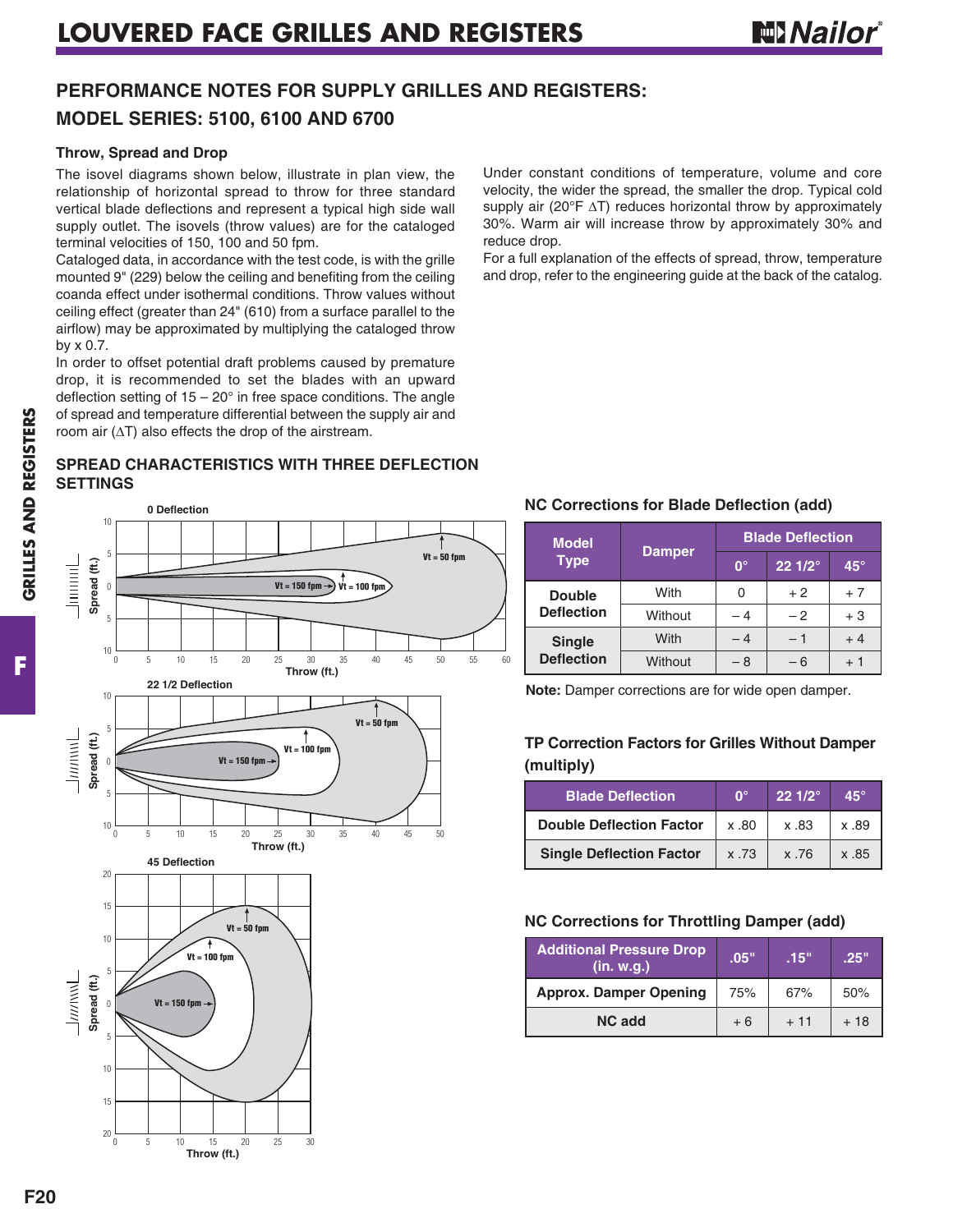# LOUVERED FACE GRILLES AND REGISTERS

## PERFORMANCE NOTES FOR SUPPLY GRILLES AND REGISTERS:
## MODEL SERIES: 5100, 6100 AND 6700

### Throw, Spread and Drop

The isovel diagrams shown below, illustrate in plan view, the relationship of horizontal spread to throw for three standard vertical blade deflections and represent a typical high side wall supply outlet. The isovels (throw values) are for the cataloged terminal velocities of 150, 100 and 50 fpm.

Cataloged data, in accordance with the test code, is with the grille mounted 9" (229) below the ceiling and benefiting from the ceiling coanda effect under isothermal conditions. Throw values without ceiling effect (greater than 24" (610) from a surface parallel to the airflow) may be approximated by multiplying the cataloged throw by x 0.7.

In order to offset potential draft problems caused by premature drop, it is recommended to set the blades with an upward deflection setting of 15 – 20° in free space conditions. The angle of spread and temperature differential between the supply air and room air (ΔT) also effects the drop of the airstream.

Under constant conditions of temperature, volume and core velocity, the wider the spread, the smaller the drop. Typical cold supply air (20°F ΔT) reduces horizontal throw by approximately 30%. Warm air will increase throw by approximately 30% and reduce drop.

For a full explanation of the effects of spread, throw, temperature and drop, refer to the engineering guide at the back of the catalog.

### SPREAD CHARACTERISTICS WITH THREE DEFLECTION SETTINGS

0 Deflection

22 1/2 Deflection

45 Deflection

### NC Corrections for Blade Deflection (add)

| Model Type | Damper | Blade Deflection | | |
|---|---|---|---|---|
| | | 0° | 22 1/2° | 45° |
| Double Deflection | With | 0 | + 2 | + 7 |
| | Without | – 4 | – 2 | + 3 |
| Single Deflection | With | – 4 | – 1 | + 4 |
| | Without | – 8 | – 6 | + 1 |

**Note:** Damper corrections are for wide open damper.

### TP Correction Factors for Grilles Without Damper (multiply)

| Blade Deflection | 0° | 22 1/2° | 45° |
|---|---|---|---|
| Double Deflection Factor | x .80 | x .83 | x .89 |
| Single Deflection Factor | x .73 | x .76 | x .85 |

### NC Corrections for Throttling Damper (add)

| Additional Pressure Drop (in. w.g.) | .05" | .15" | .25" |
|---|---|---|---|
| Approx. Damper Opening | 75% | 67% | 50% |
| NC add | + 6 | + 11 | + 18 |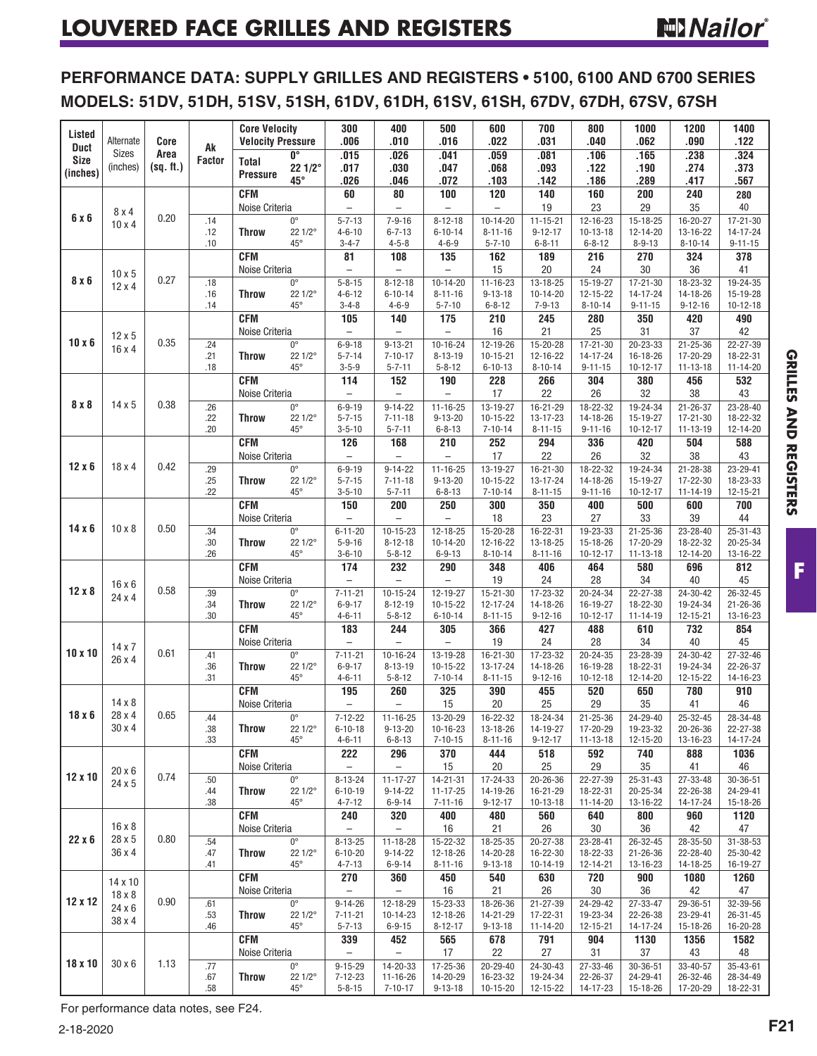# LOUVERED FACE GRILLES AND REGISTERS

## PERFORMANCE DATA: SUPPLY GRILLES AND REGISTERS • 5100, 6100 AND 6700 SERIES

## MODELS: 51DV, 51DH, 51SV, 51SH, 61DV, 61DH, 61SV, 61SH, 67DV, 67DH, 67SV, 67SH

| Listed Duct Size (inches) | Alternate Sizes (inches) | Core Area (sq. ft.) | Ak Factor | | | 300 | 400 | 500 | 600 | 700 | 800 | 1000 | 1200 | 1400 |
|---|---|---|---|---|---|---|---|---|---|---|---|---|---|---|
| | | | | Core Velocity | | 300 | 400 | 500 | 600 | 700 | 800 | 1000 | 1200 | 1400 |
| | | | | Velocity Pressure | | .006 | .010 | .016 | .022 | .031 | .040 | .062 | .090 | .122 |
| | | | | Total Pressure | 0° | .015 | .026 | .041 | .059 | .081 | .106 | .165 | .238 | .324 |
| | | | | | 22 1/2° | .017 | .030 | .047 | .068 | .093 | .122 | .190 | .274 | .373 |
| | | | | | 45° | .026 | .046 | .072 | .103 | .142 | .186 | .289 | .417 | .567 |
| 6 x 6 | 8 x 4, 10 x 4 | 0.20 | | CFM | | 60 | 80 | 100 | 120 | 140 | 160 | 200 | 240 | 280 |
| | | | | Noise Criteria | | – | – | – | – | 19 | 23 | 29 | 35 | 40 |
| | | | .14 | Throw | 0° | 5-7-13 | 7-9-16 | 8-12-18 | 10-14-20 | 11-15-21 | 12-16-23 | 15-18-25 | 16-20-27 | 17-21-30 |
| | | | .12 | | 22 1/2° | 4-6-10 | 6-7-13 | 6-10-14 | 8-11-16 | 9-12-17 | 10-13-18 | 12-14-20 | 13-16-22 | 14-17-24 |
| | | | .10 | | 45° | 3-4-7 | 4-5-8 | 4-6-9 | 5-7-10 | 6-8-11 | 6-8-12 | 8-9-13 | 8-10-14 | 9-11-15 |
| 8 x 6 | 10 x 5, 12 x 4 | 0.27 | | CFM | | 81 | 108 | 135 | 162 | 189 | 216 | 270 | 324 | 378 |
| | | | | Noise Criteria | | – | – | – | 15 | 20 | 24 | 30 | 36 | 41 |
| | | | .18 | Throw | 0° | 5-8-15 | 8-12-18 | 10-14-20 | 11-16-23 | 13-18-25 | 15-19-27 | 17-21-30 | 18-23-32 | 19-24-35 |
| | | | .16 | | 22 1/2° | 4-6-12 | 6-10-14 | 8-11-16 | 9-13-18 | 10-14-20 | 12-15-22 | 14-17-24 | 14-18-26 | 15-19-28 |
| | | | .14 | | 45° | 3-4-8 | 4-6-9 | 5-7-10 | 6-8-12 | 7-9-13 | 8-10-14 | 9-11-15 | 9-12-16 | 10-12-18 |
| 10 x 6 | 12 x 5, 16 x 4 | 0.35 | | CFM | | 105 | 140 | 175 | 210 | 245 | 280 | 350 | 420 | 490 |
| | | | | Noise Criteria | | – | – | – | 16 | 21 | 25 | 31 | 37 | 42 |
| | | | .24 | Throw | 0° | 6-9-18 | 9-13-21 | 10-16-24 | 12-19-26 | 15-20-28 | 17-21-30 | 20-23-33 | 21-25-36 | 22-27-39 |
| | | | .21 | | 22 1/2° | 5-7-14 | 7-10-17 | 8-13-19 | 10-15-21 | 12-16-22 | 14-17-24 | 16-18-26 | 17-20-29 | 18-22-31 |
| | | | .18 | | 45° | 3-5-9 | 5-7-11 | 5-8-12 | 6-10-13 | 8-10-14 | 9-11-15 | 10-12-17 | 11-13-18 | 11-14-20 |
| 8 x 8 | 14 x 5 | 0.38 | | CFM | | 114 | 152 | 190 | 228 | 266 | 304 | 380 | 456 | 532 |
| | | | | Noise Criteria | | – | – | – | 17 | 22 | 26 | 32 | 38 | 43 |
| | | | .26 | Throw | 0° | 6-9-19 | 9-14-22 | 11-16-25 | 13-19-27 | 16-21-29 | 18-22-32 | 19-24-34 | 21-26-37 | 23-28-40 |
| | | | .22 | | 22 1/2° | 5-7-15 | 7-11-18 | 9-13-20 | 10-15-22 | 13-17-23 | 14-18-26 | 15-19-27 | 17-21-30 | 18-22-32 |
| | | | .20 | | 45° | 3-5-10 | 5-7-11 | 6-8-13 | 7-10-14 | 8-11-15 | 9-11-16 | 10-12-17 | 11-13-19 | 12-14-20 |
| 12 x 6 | 18 x 4 | 0.42 | | CFM | | 126 | 168 | 210 | 252 | 294 | 336 | 420 | 504 | 588 |
| | | | | Noise Criteria | | – | – | – | 17 | 22 | 26 | 32 | 38 | 43 |
| | | | .29 | Throw | 0° | 6-9-19 | 9-14-22 | 11-16-25 | 13-19-27 | 16-21-30 | 18-22-32 | 19-24-34 | 21-28-38 | 23-29-41 |
| | | | .25 | | 22 1/2° | 5-7-15 | 7-11-18 | 9-13-20 | 10-15-22 | 13-17-24 | 14-18-26 | 15-19-27 | 17-22-30 | 18-23-33 |
| | | | .22 | | 45° | 3-5-10 | 5-7-11 | 6-8-13 | 7-10-14 | 8-11-15 | 9-11-16 | 10-12-17 | 11-14-19 | 12-15-21 |
| 14 x 6 | 10 x 8 | 0.50 | | CFM | | 150 | 200 | 250 | 300 | 350 | 400 | 500 | 600 | 700 |
| | | | | Noise Criteria | | – | – | – | 18 | 23 | 27 | 33 | 39 | 44 |
| | | | .34 | Throw | 0° | 6-11-20 | 10-15-23 | 12-18-25 | 15-20-28 | 16-22-31 | 19-23-33 | 21-25-36 | 23-28-40 | 25-31-43 |
| | | | .30 | | 22 1/2° | 5-9-16 | 8-12-18 | 10-14-20 | 12-16-22 | 13-18-25 | 15-18-26 | 17-20-29 | 18-22-32 | 20-25-34 |
| | | | .26 | | 45° | 3-6-10 | 5-8-12 | 6-9-13 | 8-10-14 | 8-11-16 | 10-12-17 | 11-13-18 | 12-14-20 | 13-16-22 |
| 12 x 8 | 16 x 6, 24 x 4 | 0.58 | | CFM | | 174 | 232 | 290 | 348 | 406 | 464 | 580 | 696 | 812 |
| | | | | Noise Criteria | | – | – | – | 19 | 24 | 28 | 34 | 40 | 45 |
| | | | .39 | Throw | 0° | 7-11-21 | 10-15-24 | 12-19-27 | 15-21-30 | 17-23-32 | 20-24-34 | 22-27-38 | 24-30-42 | 26-32-45 |
| | | | .34 | | 22 1/2° | 6-9-17 | 8-12-19 | 10-15-22 | 12-17-24 | 14-18-26 | 16-19-27 | 18-22-30 | 19-24-34 | 21-26-36 |
| | | | .30 | | 45° | 4-6-11 | 5-8-12 | 6-10-14 | 8-11-15 | 9-12-16 | 10-12-17 | 11-14-19 | 12-15-21 | 13-16-23 |
| 10 x 10 | 14 x 7, 26 x 4 | 0.61 | | CFM | | 183 | 244 | 305 | 366 | 427 | 488 | 610 | 732 | 854 |
| | | | | Noise Criteria | | – | – | – | 19 | 24 | 28 | 34 | 40 | 45 |
| | | | .41 | Throw | 0° | 7-11-21 | 10-16-24 | 13-19-28 | 16-21-30 | 17-23-32 | 20-24-35 | 23-28-39 | 24-30-42 | 27-32-46 |
| | | | .36 | | 22 1/2° | 6-9-17 | 8-13-19 | 10-15-22 | 13-17-24 | 14-18-26 | 16-19-28 | 18-22-31 | 19-24-34 | 22-26-37 |
| | | | .31 | | 45° | 4-6-11 | 5-8-12 | 7-10-14 | 8-11-15 | 9-12-16 | 10-12-18 | 12-14-20 | 12-15-22 | 14-16-23 |
| 18 x 6 | 14 x 8, 28 x 4, 30 x 4 | 0.65 | | CFM | | 195 | 260 | 325 | 390 | 455 | 520 | 650 | 780 | 910 |
| | | | | Noise Criteria | | – | – | 15 | 20 | 25 | 29 | 35 | 41 | 46 |
| | | | .44 | Throw | 0° | 7-12-22 | 11-16-25 | 13-20-29 | 16-22-32 | 18-24-34 | 21-25-36 | 24-29-40 | 25-32-45 | 28-34-48 |
| | | | .38 | | 22 1/2° | 6-10-18 | 9-13-20 | 10-16-23 | 13-18-26 | 14-19-27 | 17-20-29 | 19-23-32 | 20-26-36 | 22-27-38 |
| | | | .33 | | 45° | 4-6-11 | 6-8-13 | 7-10-15 | 8-11-16 | 9-12-17 | 11-13-18 | 12-15-20 | 13-16-23 | 14-17-24 |
| 12 x 10 | 20 x 6, 24 x 5 | 0.74 | | CFM | | 222 | 296 | 370 | 444 | 518 | 592 | 740 | 888 | 1036 |
| | | | | Noise Criteria | | – | – | 15 | 20 | 25 | 29 | 35 | 41 | 46 |
| | | | .50 | Throw | 0° | 8-13-24 | 11-17-27 | 14-21-31 | 17-24-33 | 20-26-36 | 22-27-39 | 25-31-43 | 27-33-48 | 30-36-51 |
| | | | .44 | | 22 1/2° | 6-10-19 | 9-14-22 | 11-17-25 | 14-19-26 | 16-21-29 | 18-22-31 | 20-25-34 | 22-26-38 | 24-29-41 |
| | | | .38 | | 45° | 4-7-12 | 6-9-14 | 7-11-16 | 9-12-17 | 10-13-18 | 11-14-20 | 13-16-22 | 14-17-24 | 15-18-26 |
| 22 x 6 | 16 x 8, 28 x 5, 36 x 4 | 0.80 | | CFM | | 240 | 320 | 400 | 480 | 560 | 640 | 800 | 960 | 1120 |
| | | | | Noise Criteria | | – | – | 16 | 21 | 26 | 30 | 36 | 42 | 47 |
| | | | .54 | Throw | 0° | 8-13-25 | 11-18-28 | 15-22-32 | 18-25-35 | 20-27-38 | 23-28-41 | 26-32-45 | 28-35-50 | 31-38-53 |
| | | | .47 | | 22 1/2° | 6-10-20 | 9-14-22 | 12-18-26 | 14-20-28 | 16-22-30 | 18-22-33 | 21-26-36 | 22-28-40 | 25-30-42 |
| | | | .41 | | 45° | 4-7-13 | 6-9-14 | 8-11-16 | 9-13-18 | 10-14-19 | 12-14-21 | 13-16-23 | 14-18-25 | 16-19-27 |
| 12 x 12 | 14 x 10, 18 x 8, 24 x 6, 38 x 4 | 0.90 | | CFM | | 270 | 360 | 450 | 540 | 630 | 720 | 900 | 1080 | 1260 |
| | | | | Noise Criteria | | – | – | 16 | 21 | 26 | 30 | 36 | 42 | 47 |
| | | | .61 | Throw | 0° | 9-14-26 | 12-18-29 | 15-23-33 | 18-26-36 | 21-27-39 | 24-29-42 | 27-33-47 | 29-36-51 | 32-39-56 |
| | | | .53 | | 22 1/2° | 7-11-21 | 10-14-23 | 12-18-26 | 14-21-29 | 17-22-31 | 19-23-34 | 22-26-38 | 23-29-41 | 26-31-45 |
| | | | .46 | | 45° | 5-7-13 | 6-9-15 | 8-12-17 | 9-13-18 | 11-14-20 | 12-15-21 | 14-17-24 | 15-18-26 | 16-20-28 |
| 18 x 10 | 30 x 6 | 1.13 | | CFM | | 339 | 452 | 565 | 678 | 791 | 904 | 1130 | 1356 | 1582 |
| | | | | Noise Criteria | | – | – | 17 | 22 | 27 | 31 | 37 | 43 | 48 |
| | | | .77 | Throw | 0° | 9-15-29 | 14-20-33 | 17-25-36 | 20-29-40 | 24-30-43 | 27-33-46 | 30-36-51 | 33-40-57 | 35-43-61 |
| | | | .67 | | 22 1/2° | 7-12-23 | 11-16-26 | 14-20-29 | 16-23-32 | 19-24-34 | 22-26-37 | 24-29-41 | 26-32-46 | 28-34-49 |
| | | | .58 | | 45° | 5-8-15 | 7-10-17 | 9-13-18 | 10-15-20 | 12-15-22 | 14-17-23 | 15-18-26 | 17-20-29 | 18-22-31 |

For performance data notes, see F24.

2-18-2020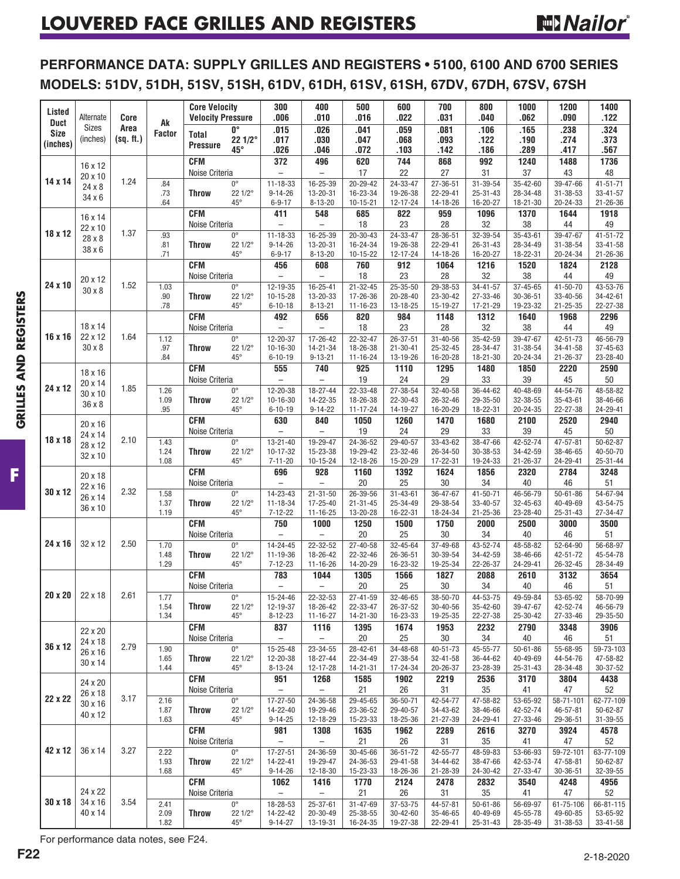# LOUVERED FACE GRILLES AND REGISTERS

## PERFORMANCE DATA: SUPPLY GRILLES AND REGISTERS • 5100, 6100 AND 6700 SERIES
## MODELS: 51DV, 51DH, 51SV, 51SH, 61DV, 61DH, 61SV, 61SH, 67DV, 67DH, 67SV, 67SH

| Listed Duct Size (inches) | Alternate Sizes (inches) | Core Area (sq. ft.) | Ak Factor | | | 300 | 400 | 500 | 600 | 700 | 800 | 1000 | 1200 | 1400 |
|---|---|---|---|---|---|---|---|---|---|---|---|---|---|---|
| | | | | Core Velocity Velocity Pressure | | .006 | .010 | .016 | .022 | .031 | .040 | .062 | .090 | .122 |
| | | | | Total Pressure | 0° | .015 | .026 | .041 | .059 | .081 | .106 | .165 | .238 | .324 |
| | | | | | 22 1/2° | .017 | .030 | .047 | .068 | .093 | .122 | .190 | .274 | .373 |
| | | | | | 45° | .026 | .046 | .072 | .103 | .142 | .186 | .289 | .417 | .567 |
| 14 x 14 | 16 x 12, 20 x 10, 24 x 8, 34 x 6 | 1.24 | | CFM | | 372 | 496 | 620 | 744 | 868 | 992 | 1240 | 1488 | 1736 |
| | | | | Noise Criteria | | – | – | 17 | 22 | 27 | 31 | 37 | 43 | 48 |
| | | | .84 | Throw | 0° | 11-18-33 | 16-25-39 | 20-29-42 | 24-33-47 | 27-36-51 | 31-39-54 | 35-42-60 | 39-47-66 | 41-51-71 |
| | | | .73 | | 22 1/2° | 9-14-26 | 13-20-31 | 16-23-34 | 19-26-38 | 22-29-41 | 25-31-43 | 28-34-48 | 31-38-53 | 33-41-57 |
| | | | .64 | | 45° | 6-9-17 | 8-13-20 | 10-15-21 | 12-17-24 | 14-18-26 | 16-20-27 | 18-21-30 | 20-24-33 | 21-26-36 |
| 18 x 12 | 16 x 14, 22 x 10, 28 x 8, 38 x 6 | 1.37 | | CFM | | 411 | 548 | 685 | 822 | 959 | 1096 | 1370 | 1644 | 1918 |
| | | | | Noise Criteria | | – | – | 18 | 23 | 28 | 32 | 38 | 44 | 49 |
| | | | .93 | Throw | 0° | 11-18-33 | 16-25-39 | 20-30-43 | 24-33-47 | 28-36-51 | 32-39-54 | 35-43-61 | 39-47-67 | 41-51-72 |
| | | | .81 | | 22 1/2° | 9-14-26 | 13-20-31 | 16-24-34 | 19-26-38 | 22-29-41 | 26-31-43 | 28-34-49 | 31-38-54 | 33-41-58 |
| | | | .71 | | 45° | 6-9-17 | 8-13-20 | 10-15-22 | 12-17-24 | 14-18-26 | 16-20-27 | 18-22-31 | 20-24-34 | 21-26-36 |
| 24 x 10 | 20 x 12, 30 x 8 | 1.52 | | CFM | | 456 | 608 | 760 | 912 | 1064 | 1216 | 1520 | 1824 | 2128 |
| | | | | Noise Criteria | | – | – | 18 | 23 | 28 | 32 | 38 | 44 | 49 |
| | | | 1.03 | Throw | 0° | 12-19-35 | 16-25-41 | 21-32-45 | 25-35-50 | 29-38-53 | 34-41-57 | 37-45-65 | 41-50-70 | 43-53-76 |
| | | | .90 | | 22 1/2° | 10-15-28 | 13-20-33 | 17-26-36 | 20-28-40 | 23-30-42 | 27-33-46 | 30-36-51 | 33-40-56 | 34-42-61 |
| | | | .78 | | 45° | 6-10-18 | 8-13-21 | 11-16-23 | 13-18-25 | 15-19-27 | 17-21-29 | 19-23-32 | 21-25-35 | 22-27-38 |
| 16 x 16 | 18 x 14, 22 x 12, 30 x 8 | 1.64 | | CFM | | 492 | 656 | 820 | 984 | 1148 | 1312 | 1640 | 1968 | 2296 |
| | | | | Noise Criteria | | – | – | 18 | 23 | 28 | 32 | 38 | 44 | 49 |
| | | | 1.12 | Throw | 0° | 12-20-37 | 17-26-42 | 22-32-47 | 26-37-51 | 31-40-56 | 35-42-59 | 39-47-67 | 42-51-73 | 46-56-79 |
| | | | .97 | | 22 1/2° | 10-16-30 | 14-21-34 | 18-26-38 | 21-30-41 | 25-32-45 | 28-34-47 | 31-38-54 | 34-41-58 | 37-45-63 |
| | | | .84 | | 45° | 6-10-19 | 9-13-21 | 11-16-24 | 13-19-26 | 16-20-28 | 18-21-30 | 20-24-34 | 21-26-37 | 23-28-40 |
| 24 x 12 | 18 x 16, 20 x 14, 30 x 10, 36 x 8 | 1.85 | | CFM | | 555 | 740 | 925 | 1110 | 1295 | 1480 | 1850 | 2220 | 2590 |
| | | | | Noise Criteria | | – | – | 19 | 24 | 29 | 33 | 39 | 45 | 50 |
| | | | 1.26 | Throw | 0° | 12-20-38 | 18-27-44 | 22-33-48 | 27-38-54 | 32-40-58 | 36-44-62 | 40-48-69 | 44-54-76 | 48-58-82 |
| | | | 1.09 | | 22 1/2° | 10-16-30 | 14-22-35 | 18-26-38 | 22-30-43 | 26-32-46 | 29-35-50 | 32-38-55 | 35-43-61 | 38-46-66 |
| | | | .95 | | 45° | 6-10-19 | 9-14-22 | 11-17-24 | 14-19-27 | 16-20-29 | 18-22-31 | 20-24-35 | 22-27-38 | 24-29-41 |
| 18 x 18 | 20 x 16, 24 x 14, 28 x 12, 32 x 10 | 2.10 | | CFM | | 630 | 840 | 1050 | 1260 | 1470 | 1680 | 2100 | 2520 | 2940 |
| | | | | Noise Criteria | | – | – | 19 | 24 | 29 | 33 | 39 | 45 | 50 |
| | | | 1.43 | Throw | 0° | 13-21-40 | 19-29-47 | 24-36-52 | 29-40-57 | 33-43-62 | 38-47-66 | 42-52-74 | 47-57-81 | 50-62-87 |
| | | | 1.24 | | 22 1/2° | 10-17-32 | 15-23-38 | 19-29-42 | 23-32-46 | 26-34-50 | 30-38-53 | 34-42-59 | 38-46-65 | 40-50-70 |
| | | | 1.08 | | 45° | 7-11-20 | 10-15-24 | 12-18-26 | 15-20-29 | 17-22-31 | 19-24-33 | 21-26-37 | 24-29-41 | 25-31-44 |
| 30 x 12 | 20 x 18, 22 x 16, 26 x 14, 36 x 10 | 2.32 | | CFM | | 696 | 928 | 1160 | 1392 | 1624 | 1856 | 2320 | 2784 | 3248 |
| | | | | Noise Criteria | | – | – | 20 | 25 | 30 | 34 | 40 | 46 | 51 |
| | | | 1.58 | Throw | 0° | 14-23-43 | 21-31-50 | 26-39-56 | 31-43-61 | 36-47-67 | 41-50-71 | 46-56-79 | 50-61-86 | 54-67-94 |
| | | | 1.37 | | 22 1/2° | 11-18-34 | 17-25-40 | 21-31-45 | 25-34-49 | 29-38-54 | 33-40-57 | 32-45-63 | 40-49-69 | 43-54-75 |
| | | | 1.19 | | 45° | 7-12-22 | 11-16-25 | 13-20-28 | 16-22-31 | 18-24-34 | 21-25-36 | 23-28-40 | 25-31-43 | 27-34-47 |
| 24 x 16 | 32 x 12 | 2.50 | | CFM | | 750 | 1000 | 1250 | 1500 | 1750 | 2000 | 2500 | 3000 | 3500 |
| | | | | Noise Criteria | | – | – | 20 | 25 | 30 | 34 | 40 | 46 | 51 |
| | | | 1.70 | Throw | 0° | 14-24-45 | 22-32-52 | 27-40-58 | 32-45-64 | 37-49-68 | 43-52-74 | 48-58-82 | 52-64-90 | 56-68-97 |
| | | | 1.48 | | 22 1/2° | 11-19-36 | 18-26-42 | 22-32-46 | 26-36-51 | 30-39-54 | 34-42-59 | 38-46-66 | 42-51-72 | 45-54-78 |
| | | | 1.29 | | 45° | 7-12-23 | 11-16-26 | 14-20-29 | 16-23-32 | 19-25-34 | 22-26-37 | 24-29-41 | 26-32-45 | 28-34-49 |
| 20 x 20 | 22 x 18 | 2.61 | | CFM | | 783 | 1044 | 1305 | 1566 | 1827 | 2088 | 2610 | 3132 | 3654 |
| | | | | Noise Criteria | | – | – | 20 | 25 | 30 | 34 | 40 | 46 | 51 |
| | | | 1.77 | Throw | 0° | 15-24-46 | 22-32-53 | 27-41-59 | 32-46-65 | 38-50-70 | 44-53-75 | 49-59-84 | 53-65-92 | 58-70-99 |
| | | | 1.54 | | 22 1/2° | 12-19-37 | 18-26-42 | 22-33-47 | 26-37-52 | 30-40-56 | 35-42-60 | 39-47-67 | 42-52-74 | 46-56-79 |
| | | | 1.34 | | 45° | 8-12-23 | 11-16-27 | 14-21-30 | 16-23-33 | 19-25-35 | 22-27-38 | 25-30-42 | 27-33-46 | 29-35-50 |
| 36 x 12 | 22 x 20, 24 x 18, 26 x 16, 30 x 14 | 2.79 | | CFM | | 837 | 1116 | 1395 | 1674 | 1953 | 2232 | 2790 | 3348 | 3906 |
| | | | | Noise Criteria | | – | – | 20 | 25 | 30 | 34 | 40 | 46 | 51 |
| | | | 1.90 | Throw | 0° | 15-25-48 | 23-34-55 | 28-42-61 | 34-48-68 | 40-51-73 | 45-55-77 | 50-61-86 | 55-68-95 | 59-73-103 |
| | | | 1.65 | | 22 1/2° | 12-20-38 | 18-27-44 | 22-34-49 | 27-38-54 | 32-41-58 | 36-44-62 | 40-49-69 | 44-54-76 | 47-58-82 |
| | | | 1.44 | | 45° | 8-13-24 | 12-17-28 | 14-21-31 | 17-24-34 | 20-26-37 | 23-28-39 | 25-31-43 | 28-34-48 | 30-37-52 |
| 22 x 22 | 24 x 20, 26 x 18, 30 x 16, 40 x 12 | 3.17 | | CFM | | 951 | 1268 | 1585 | 1902 | 2219 | 2536 | 3170 | 3804 | 4438 |
| | | | | Noise Criteria | | – | – | 21 | 26 | 31 | 35 | 41 | 47 | 52 |
| | | | 2.16 | Throw | 0° | 17-27-50 | 24-36-58 | 29-45-65 | 36-50-71 | 42-54-77 | 47-58-82 | 53-65-92 | 58-71-101 | 62-77-109 |
| | | | 1.87 | | 22 1/2° | 14-22-40 | 19-29-46 | 23-36-52 | 29-40-57 | 34-43-62 | 38-46-66 | 42-52-74 | 46-57-81 | 50-62-87 |
| | | | 1.63 | | 45° | 9-14-25 | 12-18-29 | 15-23-33 | 18-25-36 | 21-27-39 | 24-29-41 | 27-33-46 | 29-36-51 | 31-39-55 |
| 42 x 12 | 36 x 14 | 3.27 | | CFM | | 981 | 1308 | 1635 | 1962 | 2289 | 2616 | 3270 | 3924 | 4578 |
| | | | | Noise Criteria | | – | – | 21 | 26 | 31 | 35 | 41 | 47 | 52 |
| | | | 2.22 | Throw | 0° | 17-27-51 | 24-36-59 | 30-45-66 | 36-51-72 | 42-55-77 | 48-59-83 | 53-66-93 | 59-72-101 | 63-77-109 |
| | | | 1.93 | | 22 1/2° | 14-22-41 | 19-29-47 | 24-36-53 | 29-41-58 | 34-44-62 | 38-47-66 | 42-53-74 | 47-58-81 | 50-62-87 |
| | | | 1.68 | | 45° | 9-14-26 | 12-18-30 | 15-23-33 | 18-26-36 | 21-28-39 | 24-30-42 | 27-33-47 | 30-36-51 | 32-39-55 |
| 30 x 18 | 24 x 22, 34 x 16, 40 x 14 | 3.54 | | CFM | | 1062 | 1416 | 1770 | 2124 | 2478 | 2832 | 3540 | 4248 | 4956 |
| | | | | Noise Criteria | | – | – | 21 | 26 | 31 | 35 | 41 | 47 | 52 |
| | | | 2.41 | Throw | 0° | 18-28-53 | 25-37-61 | 31-47-69 | 37-53-75 | 44-57-81 | 50-61-86 | 56-69-97 | 61-75-106 | 66-81-115 |
| | | | 2.09 | | 22 1/2° | 14-22-42 | 20-30-49 | 25-38-55 | 30-42-60 | 35-46-65 | 40-49-69 | 45-55-78 | 49-60-85 | 53-65-92 |
| | | | 1.82 | | 45° | 9-14-27 | 13-19-31 | 16-24-35 | 19-27-38 | 22-29-41 | 25-31-43 | 28-35-49 | 31-38-53 | 33-41-58 |

For performance data notes, see F24.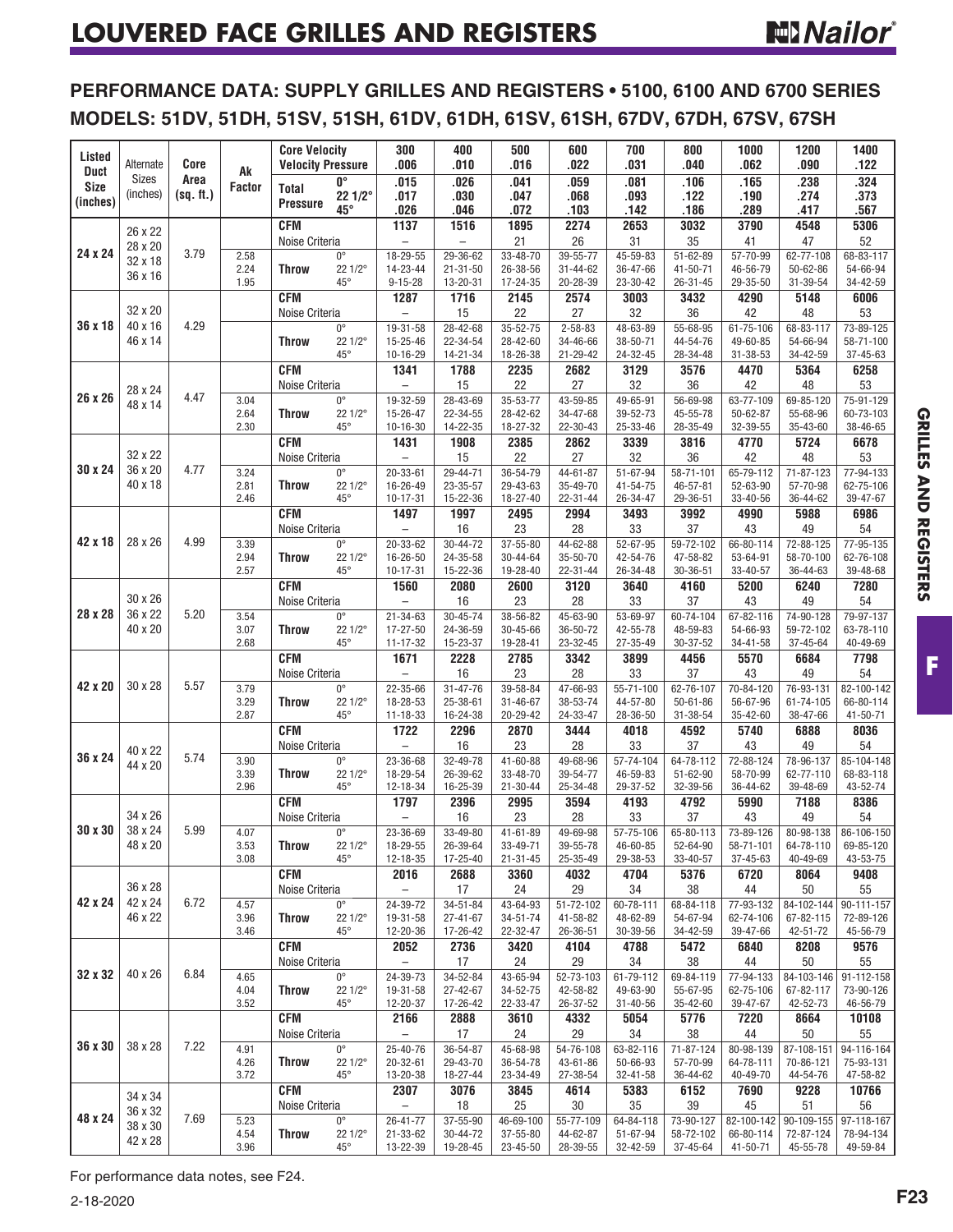# LOUVERED FACE GRILLES AND REGISTERS

## PERFORMANCE DATA: SUPPLY GRILLES AND REGISTERS • 5100, 6100 AND 6700 SERIES

## MODELS: 51DV, 51DH, 51SV, 51SH, 61DV, 61DH, 61SV, 61SH, 67DV, 67DH, 67SV, 67SH

| Listed Duct Size (inches) | Alternate Sizes (inches) | Core Area (sq. ft.) | Ak Factor | | | 300 | 400 | 500 | 600 | 700 | 800 | 1000 | 1200 | 1400 |
|---|---|---|---|---|---|---|---|---|---|---|---|---|---|---|
| | | | | Core Velocity | | 300 | 400 | 500 | 600 | 700 | 800 | 1000 | 1200 | 1400 |
| | | | | Velocity Pressure | | .006 | .010 | .016 | .022 | .031 | .040 | .062 | .090 | .122 |
| | | | | Total Pressure | 0° | .015 | .026 | .041 | .059 | .081 | .106 | .165 | .238 | .324 |
| | | | | | 22 1/2° | .017 | .030 | .047 | .068 | .093 | .122 | .190 | .274 | .373 |
| | | | | | 45° | .026 | .046 | .072 | .103 | .142 | .186 | .289 | .417 | .567 |
| 24 x 24 | 26 x 22, 28 x 20, 32 x 18, 36 x 16 | 3.79 | | CFM | | 1137 | 1516 | 1895 | 2274 | 2653 | 3032 | 3790 | 4548 | 5306 |
| | | | | Noise Criteria | | – | – | 21 | 26 | 31 | 35 | 41 | 47 | 52 |
| | | | 2.58 | Throw | 0° | 18-29-55 | 29-36-62 | 33-48-70 | 39-55-77 | 45-59-83 | 51-62-89 | 57-70-99 | 62-77-108 | 68-83-117 |
| | | | 2.24 | | 22 1/2° | 14-23-44 | 21-31-50 | 26-38-56 | 31-44-62 | 36-47-66 | 41-50-71 | 46-56-79 | 50-62-86 | 54-66-94 |
| | | | 1.95 | | 45° | 9-15-28 | 13-20-31 | 17-24-35 | 20-28-39 | 23-30-42 | 26-31-45 | 29-35-50 | 31-39-54 | 34-42-59 |
| 36 x 18 | 32 x 20, 40 x 16, 46 x 14 | 4.29 | | CFM | | 1287 | 1716 | 2145 | 2574 | 3003 | 3432 | 4290 | 5148 | 6006 |
| | | | | Noise Criteria | | – | 15 | 22 | 27 | 32 | 36 | 42 | 48 | 53 |
| | | | | Throw | 0° | 19-31-58 | 28-42-68 | 35-52-75 | 42-58-82 | 48-63-89 | 55-68-95 | 61-75-106 | 68-83-117 | 73-89-125 |
| | | | | | 22 1/2° | 15-25-46 | 22-34-54 | 28-42-60 | 34-46-66 | 38-50-71 | 44-54-76 | 49-60-85 | 54-66-94 | 58-71-100 |
| | | | | | 45° | 10-16-29 | 14-21-34 | 18-26-38 | 21-29-42 | 24-32-45 | 28-34-48 | 31-38-53 | 34-42-59 | 37-45-63 |
| 26 x 26 | 28 x 24, 48 x 14 | 4.47 | | CFM | | 1341 | 1788 | 2235 | 2682 | 3129 | 3576 | 4470 | 5364 | 6258 |
| | | | | Noise Criteria | | – | 15 | 22 | 27 | 32 | 36 | 42 | 48 | 53 |
| | | | 3.04 | Throw | 0° | 19-32-59 | 28-43-69 | 35-53-77 | 43-59-85 | 49-65-91 | 56-69-98 | 63-77-109 | 69-85-120 | 75-91-129 |
| | | | 2.64 | | 22 1/2° | 15-26-47 | 22-34-55 | 28-42-62 | 34-47-68 | 39-52-73 | 45-55-78 | 50-62-87 | 55-68-96 | 60-73-103 |
| | | | 2.30 | | 45° | 10-16-30 | 14-22-35 | 18-27-32 | 22-30-43 | 25-33-46 | 28-35-49 | 32-39-55 | 35-43-60 | 38-46-65 |
| 30 x 24 | 32 x 22, 36 x 20, 40 x 18 | 4.77 | | CFM | | 1431 | 1908 | 2385 | 2862 | 3339 | 3816 | 4770 | 5724 | 6678 |
| | | | | Noise Criteria | | – | 15 | 22 | 27 | 32 | 36 | 42 | 48 | 53 |
| | | | 3.24 | Throw | 0° | 20-33-61 | 29-44-71 | 36-54-79 | 44-61-87 | 51-67-94 | 58-71-101 | 65-79-112 | 71-87-123 | 77-94-133 |
| | | | 2.81 | | 22 1/2° | 16-26-49 | 23-35-57 | 29-43-63 | 35-49-70 | 41-54-75 | 46-57-81 | 52-63-90 | 57-70-98 | 62-75-106 |
| | | | 2.46 | | 45° | 10-17-31 | 15-22-36 | 18-27-40 | 22-31-44 | 26-34-47 | 29-36-51 | 33-40-56 | 36-44-62 | 39-47-67 |
| 42 x 18 | 28 x 26 | 4.99 | | CFM | | 1497 | 1997 | 2495 | 2994 | 3493 | 3992 | 4990 | 5988 | 6986 |
| | | | | Noise Criteria | | – | 16 | 23 | 28 | 33 | 37 | 43 | 49 | 54 |
| | | | 3.39 | Throw | 0° | 20-33-62 | 30-44-72 | 37-55-80 | 44-62-88 | 52-67-95 | 59-72-102 | 66-80-114 | 72-88-125 | 77-95-135 |
| | | | 2.94 | | 22 1/2° | 16-26-50 | 24-35-58 | 30-44-64 | 35-50-70 | 42-54-76 | 47-58-82 | 53-64-91 | 58-70-100 | 62-76-108 |
| | | | 2.57 | | 45° | 10-17-31 | 15-22-36 | 19-28-40 | 22-31-44 | 26-34-48 | 30-36-51 | 33-40-57 | 36-44-63 | 39-48-68 |
| 28 x 28 | 30 x 26, 36 x 22, 40 x 20 | 5.20 | | CFM | | 1560 | 2080 | 2600 | 3120 | 3640 | 4160 | 5200 | 6240 | 7280 |
| | | | | Noise Criteria | | – | 16 | 23 | 28 | 33 | 37 | 43 | 49 | 54 |
| | | | 3.54 | Throw | 0° | 21-34-63 | 30-45-74 | 38-56-82 | 45-63-90 | 53-69-97 | 60-74-104 | 67-82-116 | 74-90-128 | 79-97-137 |
| | | | 3.07 | | 22 1/2° | 17-27-50 | 24-36-59 | 30-45-66 | 36-50-72 | 42-55-78 | 48-59-83 | 54-66-93 | 59-72-102 | 63-78-110 |
| | | | 2.68 | | 45° | 11-17-32 | 15-23-37 | 19-28-41 | 23-32-45 | 27-35-49 | 30-37-52 | 34-41-58 | 37-45-64 | 40-49-69 |
| 42 x 20 | 30 x 28 | 5.57 | | CFM | | 1671 | 2228 | 2785 | 3342 | 3899 | 4456 | 5570 | 6684 | 7798 |
| | | | | Noise Criteria | | – | 16 | 23 | 28 | 33 | 37 | 43 | 49 | 54 |
| | | | 3.79 | Throw | 0° | 22-35-66 | 31-47-76 | 39-58-84 | 47-66-93 | 55-71-100 | 62-76-107 | 70-84-120 | 76-93-131 | 82-100-142 |
| | | | 3.29 | | 22 1/2° | 18-28-53 | 25-38-61 | 31-46-67 | 38-53-74 | 44-57-80 | 50-61-86 | 56-67-96 | 61-74-105 | 66-80-114 |
| | | | 2.87 | | 45° | 11-18-33 | 16-24-38 | 20-29-42 | 24-33-47 | 28-36-50 | 31-38-54 | 35-42-60 | 38-47-66 | 41-50-71 |
| 36 x 24 | 40 x 22, 44 x 20 | 5.74 | | CFM | | 1722 | 2296 | 2870 | 3444 | 4018 | 4592 | 5740 | 6888 | 8036 |
| | | | | Noise Criteria | | – | 16 | 23 | 28 | 33 | 37 | 43 | 49 | 54 |
| | | | 3.90 | Throw | 0° | 23-36-68 | 32-49-78 | 41-60-88 | 49-68-96 | 57-74-104 | 64-78-112 | 72-88-124 | 78-96-137 | 85-104-148 |
| | | | 3.39 | | 22 1/2° | 18-29-54 | 26-39-62 | 33-48-70 | 39-54-77 | 46-59-83 | 51-62-90 | 58-70-99 | 62-77-110 | 68-83-118 |
| | | | 2.96 | | 45° | 12-18-34 | 16-25-39 | 21-30-44 | 25-34-48 | 29-37-52 | 32-39-56 | 36-44-62 | 39-48-69 | 43-52-74 |
| 30 x 30 | 34 x 26, 38 x 24, 48 x 20 | 5.99 | | CFM | | 1797 | 2396 | 2995 | 3594 | 4193 | 4792 | 5990 | 7188 | 8386 |
| | | | | Noise Criteria | | – | 16 | 23 | 28 | 33 | 37 | 43 | 49 | 54 |
| | | | 4.07 | Throw | 0° | 23-36-69 | 33-49-80 | 41-61-89 | 49-69-98 | 57-75-106 | 65-80-113 | 73-89-126 | 80-98-138 | 86-106-150 |
| | | | 3.53 | | 22 1/2° | 18-29-55 | 26-39-64 | 33-49-71 | 39-55-78 | 46-60-85 | 52-64-90 | 58-71-101 | 64-78-110 | 69-85-120 |
| | | | 3.08 | | 45° | 12-18-35 | 17-25-40 | 21-31-45 | 25-35-49 | 29-38-53 | 33-40-57 | 37-45-63 | 40-49-69 | 43-53-75 |
| 42 x 24 | 36 x 28, 42 x 24, 46 x 22 | 6.72 | | CFM | | 2016 | 2688 | 3360 | 4032 | 4704 | 5376 | 6720 | 8064 | 9408 |
| | | | | Noise Criteria | | – | 17 | 24 | 29 | 34 | 38 | 44 | 50 | 55 |
| | | | 4.57 | Throw | 0° | 24-39-72 | 34-51-84 | 43-64-93 | 51-72-102 | 60-78-111 | 68-84-118 | 77-93-132 | 84-102-144 | 90-111-157 |
| | | | 3.96 | | 22 1/2° | 19-31-58 | 27-41-67 | 34-51-74 | 41-58-82 | 48-62-89 | 54-67-94 | 62-74-106 | 67-82-115 | 72-89-126 |
| | | | 3.46 | | 45° | 12-20-36 | 17-26-42 | 22-32-47 | 26-36-51 | 30-39-56 | 34-42-59 | 39-47-66 | 42-51-72 | 45-56-79 |
| 32 x 32 | 40 x 26 | 6.84 | | CFM | | 2052 | 2736 | 3420 | 4104 | 4788 | 5472 | 6840 | 8208 | 9576 |
| | | | | Noise Criteria | | – | 17 | 24 | 29 | 34 | 38 | 44 | 50 | 55 |
| | | | 4.65 | Throw | 0° | 24-39-73 | 34-52-84 | 43-65-94 | 52-73-103 | 61-79-112 | 69-84-119 | 77-94-133 | 84-103-146 | 91-112-158 |
| | | | 4.04 | | 22 1/2° | 19-31-58 | 27-42-67 | 34-52-75 | 42-58-82 | 49-63-90 | 55-67-95 | 62-75-106 | 67-82-117 | 73-90-126 |
| | | | 3.52 | | 45° | 12-20-37 | 17-26-42 | 22-33-47 | 26-37-52 | 31-40-56 | 35-42-60 | 39-47-67 | 42-52-73 | 46-56-79 |
| 36 x 30 | 38 x 28 | 7.22 | | CFM | | 2166 | 2888 | 3610 | 4332 | 5054 | 5776 | 7220 | 8664 | 10108 |
| | | | | Noise Criteria | | – | 17 | 24 | 29 | 34 | 38 | 44 | 50 | 55 |
| | | | 4.91 | Throw | 0° | 25-40-76 | 36-54-87 | 45-68-98 | 54-76-108 | 63-82-116 | 71-87-124 | 80-98-139 | 87-108-151 | 94-116-164 |
| | | | 4.26 | | 22 1/2° | 20-32-61 | 29-43-70 | 36-54-78 | 43-61-86 | 50-66-93 | 57-70-99 | 64-78-111 | 70-86-121 | 75-93-131 |
| | | | 3.72 | | 45° | 13-20-38 | 18-27-44 | 23-34-49 | 27-38-54 | 32-41-58 | 36-44-62 | 40-49-70 | 44-54-76 | 47-58-82 |
| 48 x 24 | 34 x 34, 36 x 32, 38 x 30, 42 x 28 | 7.69 | | CFM | | 2307 | 3076 | 3845 | 4614 | 5383 | 6152 | 7690 | 9228 | 10766 |
| | | | | Noise Criteria | | – | 18 | 25 | 30 | 35 | 39 | 45 | 51 | 56 |
| | | | 5.23 | Throw | 0° | 26-41-77 | 37-55-90 | 46-69-100 | 55-77-109 | 64-84-118 | 73-90-127 | 82-100-142 | 90-109-155 | 97-118-167 |
| | | | 4.54 | | 22 1/2° | 21-33-62 | 30-44-72 | 37-55-80 | 44-62-87 | 51-67-94 | 58-72-102 | 66-80-114 | 72-87-124 | 78-94-134 |
| | | | 3.96 | | 45° | 13-22-39 | 19-28-45 | 23-45-50 | 28-39-55 | 32-42-59 | 37-45-64 | 41-50-71 | 45-55-78 | 49-59-84 |

For performance data notes, see F24.

2-18-2020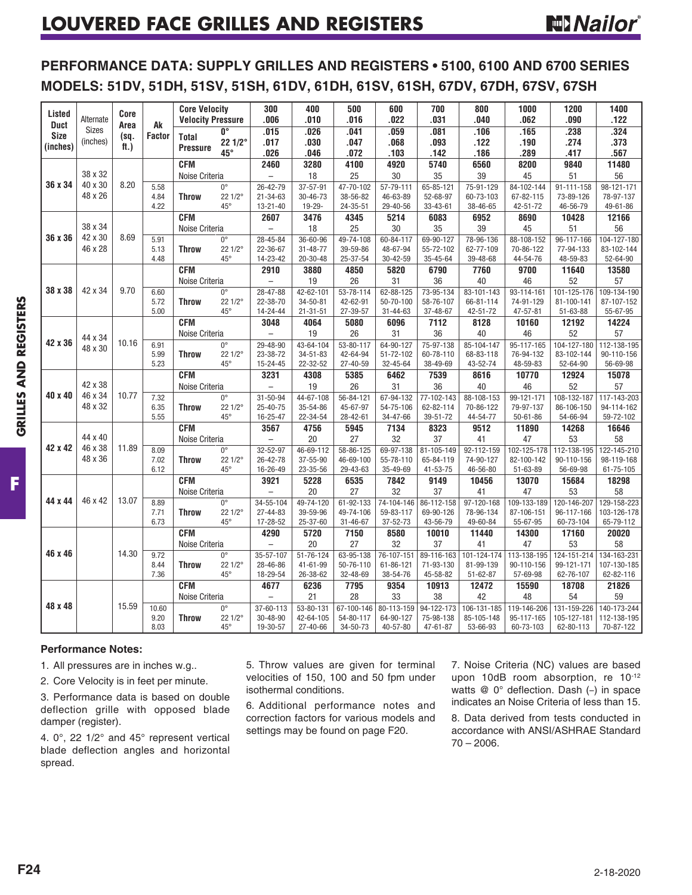# LOUVERED FACE GRILLES AND REGISTERS

## PERFORMANCE DATA: SUPPLY GRILLES AND REGISTERS • 5100, 6100 AND 6700 SERIES

## MODELS: 51DV, 51DH, 51SV, 51SH, 61DV, 61DH, 61SV, 61SH, 67DV, 67DH, 67SV, 67SH

| Listed Duct Size (inches) | Alternate Sizes (inches) | Core Area (sq. ft.) | Ak Factor | Core Velocity | | 300 | 400 | 500 | 600 | 700 | 800 | 1000 | 1200 | 1400 |
|---|---|---|---|---|---|---|---|---|---|---|---|---|---|---|
| | | | | Velocity Pressure | | .006 | .010 | .016 | .022 | .031 | .040 | .062 | .090 | .122 |
| | | | | Total Pressure | 0° | .015 | .026 | .041 | .059 | .081 | .106 | .165 | .238 | .324 |
| | | | | | 22 1/2° | .017 | .030 | .047 | .068 | .093 | .122 | .190 | .274 | .373 |
| | | | | | 45° | .026 | .046 | .072 | .103 | .142 | .186 | .289 | .417 | .567 |
| 36 x 34 | 38 x 32, 40 x 30, 48 x 26 | 8.20 | | CFM | | 2460 | 3280 | 4100 | 4920 | 5740 | 6560 | 8200 | 9840 | 11480 |
| | | | | Noise Criteria | | – | 18 | 25 | 30 | 35 | 39 | 45 | 51 | 56 |
| | | | 5.58 | Throw | 0° | 26-42-79 | 37-57-91 | 47-70-102 | 57-79-111 | 65-85-121 | 75-91-129 | 84-102-144 | 91-111-158 | 98-121-171 |
| | | | 4.84 | | 22 1/2° | 21-34-63 | 30-46-73 | 38-56-82 | 46-63-89 | 52-68-97 | 60-73-103 | 67-82-115 | 73-89-126 | 78-97-137 |
| | | | 4.22 | | 45° | 13-21-40 | 19-29- | 24-35-51 | 29-40-56 | 33-43-61 | 38-46-65 | 42-51-72 | 46-56-79 | 49-61-86 |
| 36 x 36 | 38 x 34, 42 x 30, 46 x 28 | 8.69 | | CFM | | 2607 | 3476 | 4345 | 5214 | 6083 | 6952 | 8690 | 10428 | 12166 |
| | | | | Noise Criteria | | – | 18 | 25 | 30 | 35 | 39 | 45 | 51 | 56 |
| | | | 5.91 | Throw | 0° | 28-45-84 | 36-60-96 | 49-74-108 | 60-84-117 | 69-90-127 | 78-96-136 | 88-108-152 | 96-117-166 | 104-127-180 |
| | | | 5.13 | | 22 1/2° | 22-36-67 | 31-48-77 | 39-59-86 | 48-67-94 | 55-72-102 | 62-77-109 | 70-86-122 | 77-94-133 | 83-102-144 |
| | | | 4.48 | | 45° | 14-23-42 | 20-30-48 | 25-37-54 | 30-42-59 | 35-45-64 | 39-48-68 | 44-54-76 | 48-59-83 | 52-64-90 |
| 38 x 38 | 42 x 34 | 9.70 | | CFM | | 2910 | 3880 | 4850 | 5820 | 6790 | 7760 | 9700 | 11640 | 13580 |
| | | | | Noise Criteria | | – | 19 | 26 | 31 | 36 | 40 | 46 | 52 | 57 |
| | | | 6.60 | Throw | 0° | 28-47-88 | 42-62-101 | 53-78-114 | 62-88-125 | 73-95-134 | 83-101-143 | 93-114-161 | 101-125-176 | 109-134-190 |
| | | | 5.72 | | 22 1/2° | 23-38-70 | 34-50-81 | 42-62-91 | 50-70-100 | 58-76-107 | 66-81-114 | 74-91-129 | 81-100-141 | 87-107-152 |
| | | | 5.00 | | 45° | 14-24-44 | 21-31-51 | 27-39-57 | 31-44-63 | 37-48-67 | 42-51-72 | 47-57-81 | 51-63-88 | 55-67-95 |
| 42 x 36 | 44 x 34, 48 x 30 | 10.16 | | CFM | | 3048 | 4064 | 5080 | 6096 | 7112 | 8128 | 10160 | 12192 | 14224 |
| | | | | Noise Criteria | | – | 19 | 26 | 31 | 36 | 40 | 46 | 52 | 57 |
| | | | 6.91 | Throw | 0° | 29-48-90 | 43-64-104 | 53-80-117 | 64-90-127 | 75-97-138 | 85-104-147 | 95-117-165 | 104-127-180 | 112-138-195 |
| | | | 5.99 | | 22 1/2° | 23-38-72 | 34-51-83 | 42-64-94 | 51-72-102 | 60-78-110 | 68-83-118 | 76-94-132 | 83-102-144 | 90-110-156 |
| | | | 5.23 | | 45° | 15-24-45 | 22-32-52 | 27-40-59 | 32-45-64 | 38-49-69 | 43-52-74 | 48-59-83 | 52-64-90 | 56-69-98 |
| 40 x 40 | 42 x 38, 46 x 34, 48 x 32 | 10.77 | | CFM | | 3231 | 4308 | 5385 | 6462 | 7539 | 8616 | 10770 | 12924 | 15078 |
| | | | | Noise Criteria | | – | 19 | 26 | 31 | 36 | 40 | 46 | 52 | 57 |
| | | | 7.32 | Throw | 0° | 31-50-94 | 44-67-108 | 56-84-121 | 67-94-132 | 77-102-143 | 88-108-153 | 99-121-171 | 108-132-187 | 117-143-203 |
| | | | 6.35 | | 22 1/2° | 25-40-75 | 35-54-86 | 45-67-97 | 54-75-106 | 62-82-114 | 70-86-122 | 79-97-137 | 86-106-150 | 94-114-162 |
| | | | 5.55 | | 45° | 16-25-47 | 22-34-54 | 28-42-61 | 34-47-66 | 39-51-72 | 44-54-77 | 50-61-86 | 54-66-94 | 59-72-102 |
| 42 x 42 | 44 x 40, 46 x 38, 48 x 36 | 11.89 | | CFM | | 3567 | 4756 | 5945 | 7134 | 8323 | 9512 | 11890 | 14268 | 16646 |
| | | | | Noise Criteria | | – | 20 | 27 | 32 | 37 | 41 | 47 | 53 | 58 |
| | | | 8.09 | Throw | 0° | 32-52-97 | 46-69-112 | 58-86-125 | 69-97-138 | 81-105-149 | 92-112-159 | 102-125-178 | 112-138-195 | 122-145-210 |
| | | | 7.02 | | 22 1/2° | 26-42-78 | 37-55-90 | 46-69-100 | 55-78-110 | 65-84-119 | 74-90-127 | 82-100-142 | 90-110-156 | 98-119-168 |
| | | | 6.12 | | 45° | 16-26-49 | 23-35-56 | 29-43-63 | 35-49-69 | 41-53-75 | 46-56-80 | 51-63-89 | 56-69-98 | 61-75-105 |
| 44 x 44 | 46 x 42 | 13.07 | | CFM | | 3921 | 5228 | 6535 | 7842 | 9149 | 10456 | 13070 | 15684 | 18298 |
| | | | | Noise Criteria | | – | 20 | 27 | 32 | 37 | 41 | 47 | 53 | 58 |
| | | | 8.89 | Throw | 0° | 34-55-104 | 49-74-120 | 61-92-133 | 74-104-146 | 86-112-158 | 97-120-168 | 109-133-189 | 120-146-207 | 129-158-223 |
| | | | 7.71 | | 22 1/2° | 27-44-83 | 39-59-96 | 49-74-106 | 59-83-117 | 69-90-126 | 78-96-134 | 87-106-151 | 96-117-166 | 103-126-178 |
| | | | 6.73 | | 45° | 17-28-52 | 25-37-60 | 31-46-67 | 37-52-73 | 43-56-79 | 49-60-84 | 55-67-95 | 60-73-104 | 65-79-112 |
| 46 x 46 | | 14.30 | | CFM | | 4290 | 5720 | 7150 | 8580 | 10010 | 11440 | 14300 | 17160 | 20020 |
| | | | | Noise Criteria | | – | 20 | 27 | 32 | 37 | 41 | 47 | 53 | 58 |
| | | | 9.72 | Throw | 0° | 35-57-107 | 51-76-124 | 63-95-138 | 76-107-151 | 89-116-163 | 101-124-174 | 113-138-195 | 124-151-214 | 134-163-231 |
| | | | 8.44 | | 22 1/2° | 28-46-86 | 41-61-99 | 50-76-110 | 61-86-121 | 71-93-130 | 81-99-139 | 90-110-156 | 99-121-171 | 107-130-185 |
| | | | 7.36 | | 45° | 18-29-54 | 26-38-62 | 32-48-69 | 38-54-76 | 45-58-82 | 51-62-87 | 57-69-98 | 62-76-107 | 62-82-116 |
| 48 x 48 | | 15.59 | | CFM | | 4677 | 6236 | 7795 | 9354 | 10913 | 12472 | 15590 | 18708 | 21826 |
| | | | | Noise Criteria | | – | 21 | 28 | 33 | 38 | 42 | 48 | 54 | 59 |
| | | | 10.60 | Throw | 0° | 37-60-113 | 53-80-131 | 67-100-146 | 80-113-159 | 94-122-173 | 106-131-185 | 119-146-206 | 131-159-226 | 140-173-244 |
| | | | 9.20 | | 22 1/2° | 30-48-90 | 42-64-105 | 54-80-117 | 64-90-127 | 75-98-138 | 85-105-148 | 95-117-165 | 105-127-181 | 112-138-195 |
| | | | 8.03 | | 45° | 19-30-57 | 27-40-66 | 34-50-73 | 40-57-80 | 47-61-87 | 53-66-93 | 60-73-103 | 62-80-113 | 70-87-122 |

### Performance Notes:

1. All pressures are in inches w.g..
2. Core Velocity is in feet per minute.
3. Performance data is based on double deflection grille with opposed blade damper (register).
4. 0°, 22 1/2° and 45° represent vertical blade deflection angles and horizontal spread.
5. Throw values are given for terminal velocities of 150, 100 and 50 fpm under isothermal conditions.
6. Additional performance notes and correction factors for various models and settings may be found on page F20.
7. Noise Criteria (NC) values are based upon 10dB room absorption, re $10^{-12}$ watts @ 0° deflection. Dash (–) in space indicates an Noise Criteria of less than 15.
8. Data derived from tests conducted in accordance with ANSI/ASHRAE Standard 70 – 2006.